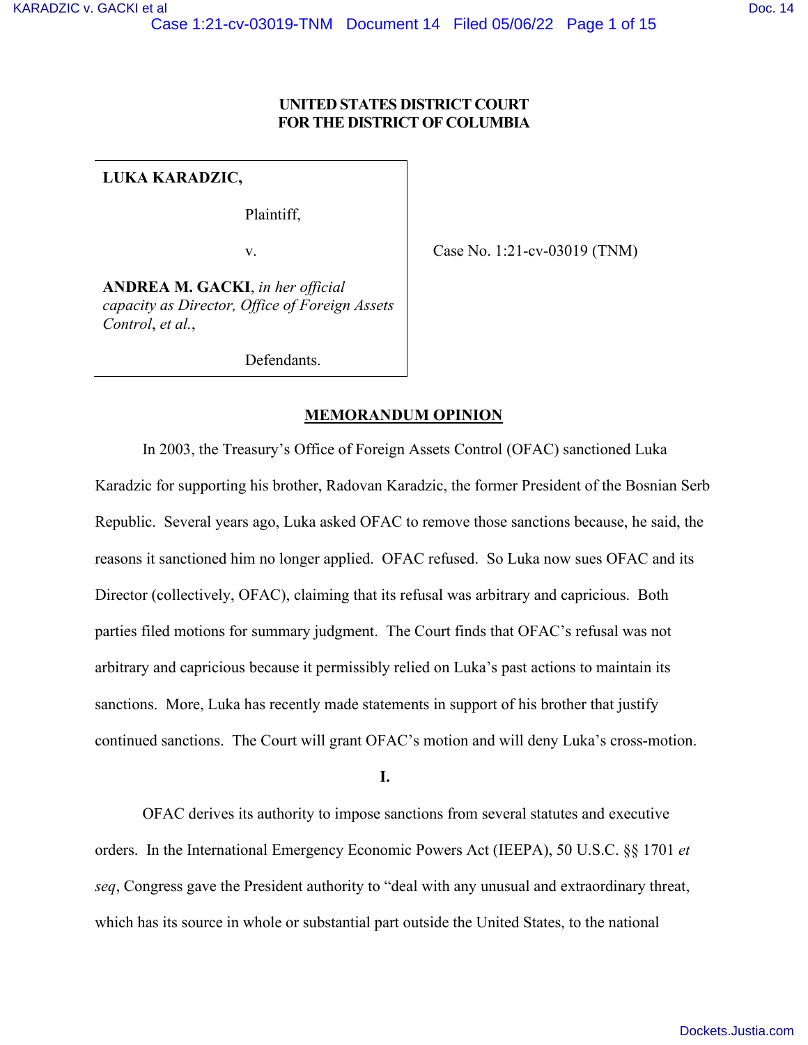**UNITED STATES DISTRICT COURT**
**FOR THE DISTRICT OF COLUMBIA**

| | |
|---|---|
| **LUKA KARADZIC**,<br><br>Plaintiff,<br><br>v.<br><br>**ANDREA M. GACKI**, *in her official capacity as Director, Office of Foreign Assets Control*, *et al.*,<br><br>Defendants. | Case No. 1:21-cv-03019 (TNM) |

## MEMORANDUM OPINION

In 2003, the Treasury's Office of Foreign Assets Control (OFAC) sanctioned Luka Karadzic for supporting his brother, Radovan Karadzic, the former President of the Bosnian Serb Republic. Several years ago, Luka asked OFAC to remove those sanctions because, he said, the reasons it sanctioned him no longer applied. OFAC refused. So Luka now sues OFAC and its Director (collectively, OFAC), claiming that its refusal was arbitrary and capricious. Both parties filed motions for summary judgment. The Court finds that OFAC's refusal was not arbitrary and capricious because it permissibly relied on Luka's past actions to maintain its sanctions. More, Luka has recently made statements in support of his brother that justify continued sanctions. The Court will grant OFAC's motion and will deny Luka's cross-motion.

**I.**

OFAC derives its authority to impose sanctions from several statutes and executive orders. In the International Emergency Economic Powers Act (IEEPA), 50 U.S.C. §§ 1701 *et seq*, Congress gave the President authority to "deal with any unusual and extraordinary threat, which has its source in whole or substantial part outside the United States, to the national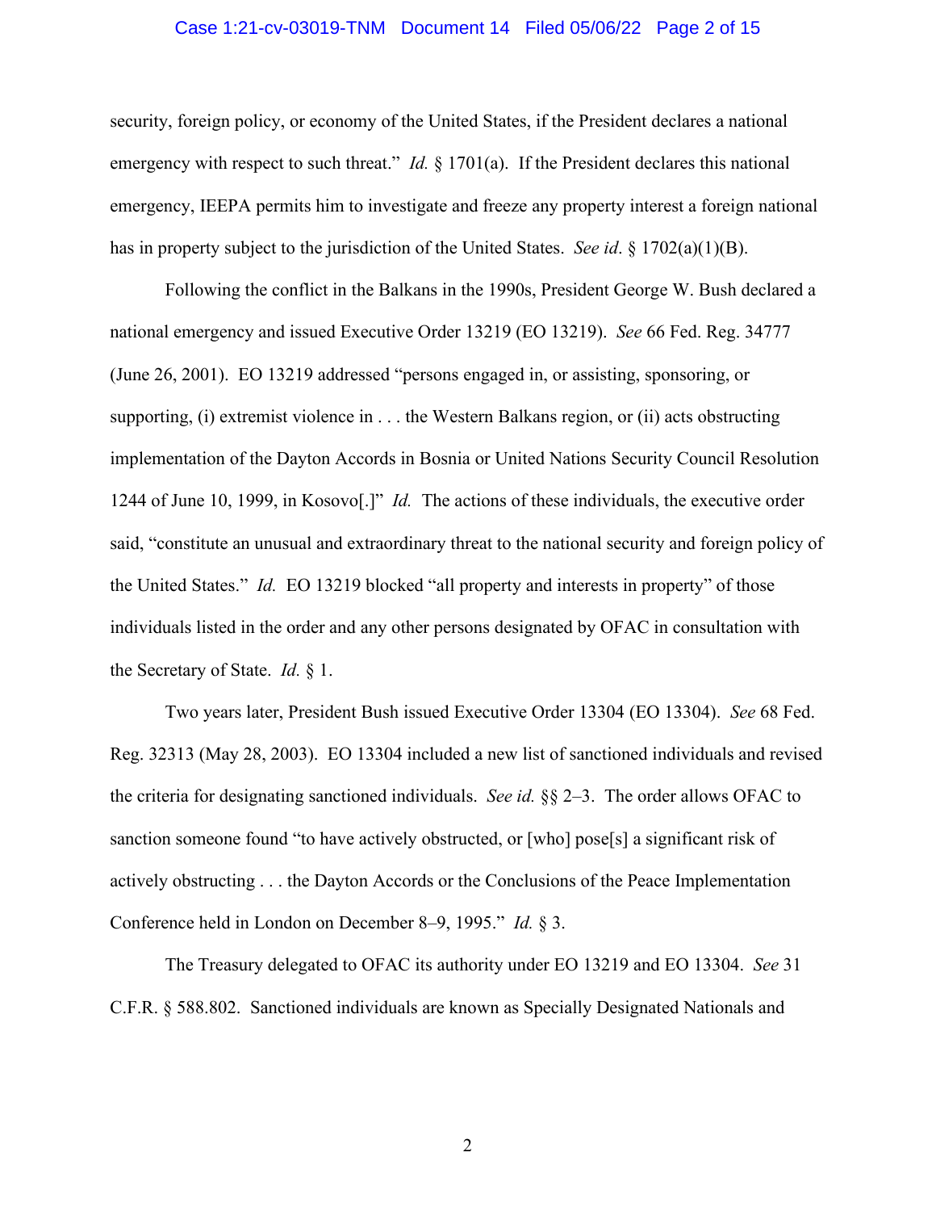security, foreign policy, or economy of the United States, if the President declares a national emergency with respect to such threat." *Id.* § 1701(a). If the President declares this national emergency, IEEPA permits him to investigate and freeze any property interest a foreign national has in property subject to the jurisdiction of the United States. *See id*. § 1702(a)(1)(B).

Following the conflict in the Balkans in the 1990s, President George W. Bush declared a national emergency and issued Executive Order 13219 (EO 13219). *See* 66 Fed. Reg. 34777 (June 26, 2001). EO 13219 addressed "persons engaged in, or assisting, sponsoring, or supporting, (i) extremist violence in . . . the Western Balkans region, or (ii) acts obstructing implementation of the Dayton Accords in Bosnia or United Nations Security Council Resolution 1244 of June 10, 1999, in Kosovo[.]" *Id.* The actions of these individuals, the executive order said, "constitute an unusual and extraordinary threat to the national security and foreign policy of the United States." *Id.* EO 13219 blocked "all property and interests in property" of those individuals listed in the order and any other persons designated by OFAC in consultation with the Secretary of State. *Id.* § 1.

Two years later, President Bush issued Executive Order 13304 (EO 13304). *See* 68 Fed. Reg. 32313 (May 28, 2003). EO 13304 included a new list of sanctioned individuals and revised the criteria for designating sanctioned individuals. *See id.* §§ 2–3. The order allows OFAC to sanction someone found "to have actively obstructed, or [who] pose[s] a significant risk of actively obstructing . . . the Dayton Accords or the Conclusions of the Peace Implementation Conference held in London on December 8–9, 1995." *Id.* § 3.

The Treasury delegated to OFAC its authority under EO 13219 and EO 13304. *See* 31 C.F.R. § 588.802. Sanctioned individuals are known as Specially Designated Nationals and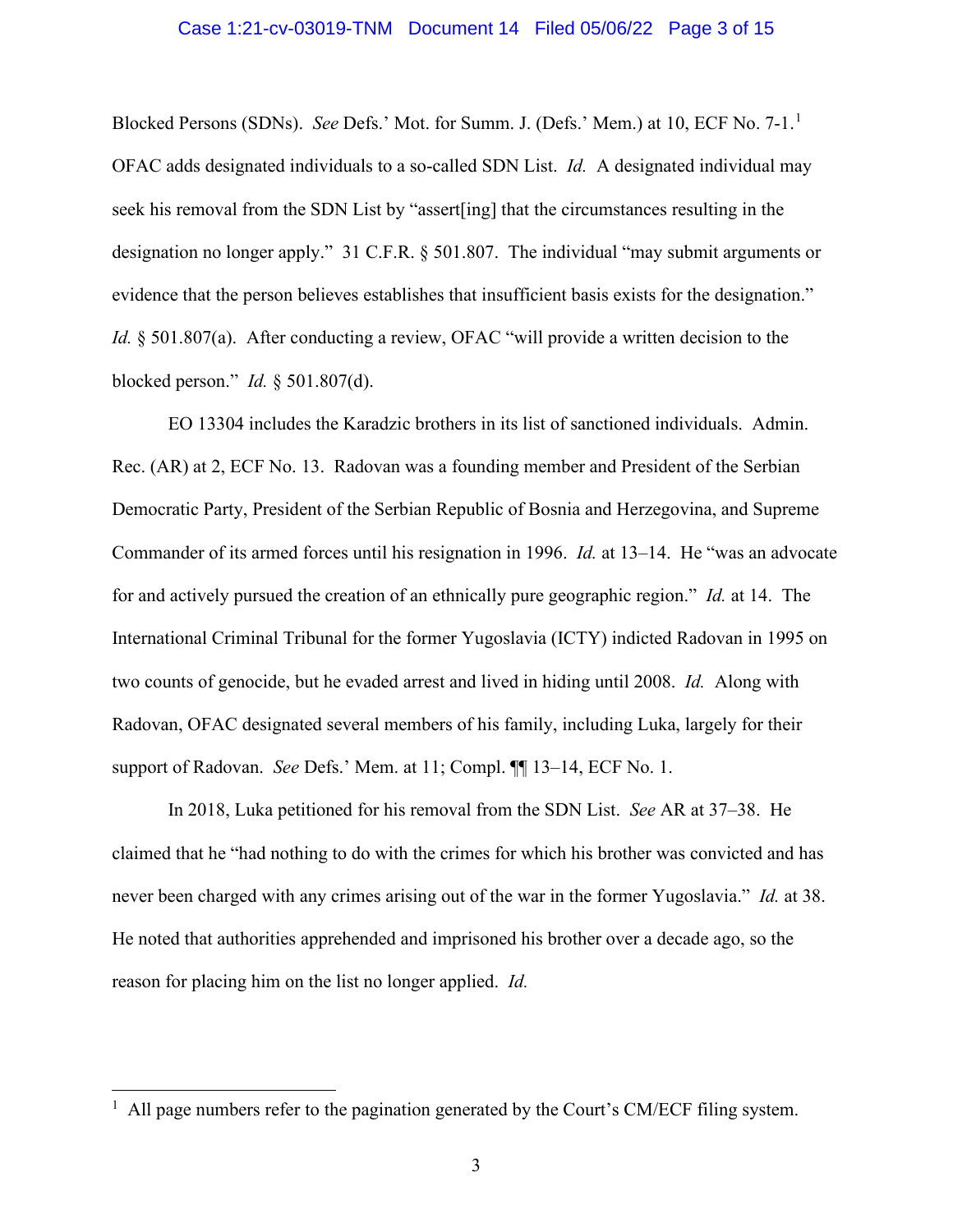Blocked Persons (SDNs). *See* Defs.' Mot. for Summ. J. (Defs.' Mem.) at 10, ECF No. 7-1.[1] OFAC adds designated individuals to a so-called SDN List. *Id.* A designated individual may seek his removal from the SDN List by "assert[ing] that the circumstances resulting in the designation no longer apply." 31 C.F.R. § 501.807. The individual "may submit arguments or evidence that the person believes establishes that insufficient basis exists for the designation." *Id.* § 501.807(a). After conducting a review, OFAC "will provide a written decision to the blocked person." *Id.* § 501.807(d).

EO 13304 includes the Karadzic brothers in its list of sanctioned individuals. Admin. Rec. (AR) at 2, ECF No. 13. Radovan was a founding member and President of the Serbian Democratic Party, President of the Serbian Republic of Bosnia and Herzegovina, and Supreme Commander of its armed forces until his resignation in 1996. *Id.* at 13–14. He "was an advocate for and actively pursued the creation of an ethnically pure geographic region." *Id.* at 14. The International Criminal Tribunal for the former Yugoslavia (ICTY) indicted Radovan in 1995 on two counts of genocide, but he evaded arrest and lived in hiding until 2008. *Id.* Along with Radovan, OFAC designated several members of his family, including Luka, largely for their support of Radovan. *See* Defs.' Mem. at 11; Compl. ¶¶ 13–14, ECF No. 1.

In 2018, Luka petitioned for his removal from the SDN List. *See* AR at 37–38. He claimed that he "had nothing to do with the crimes for which his brother was convicted and has never been charged with any crimes arising out of the war in the former Yugoslavia." *Id.* at 38. He noted that authorities apprehended and imprisoned his brother over a decade ago, so the reason for placing him on the list no longer applied. *Id.*

[1] All page numbers refer to the pagination generated by the Court's CM/ECF filing system.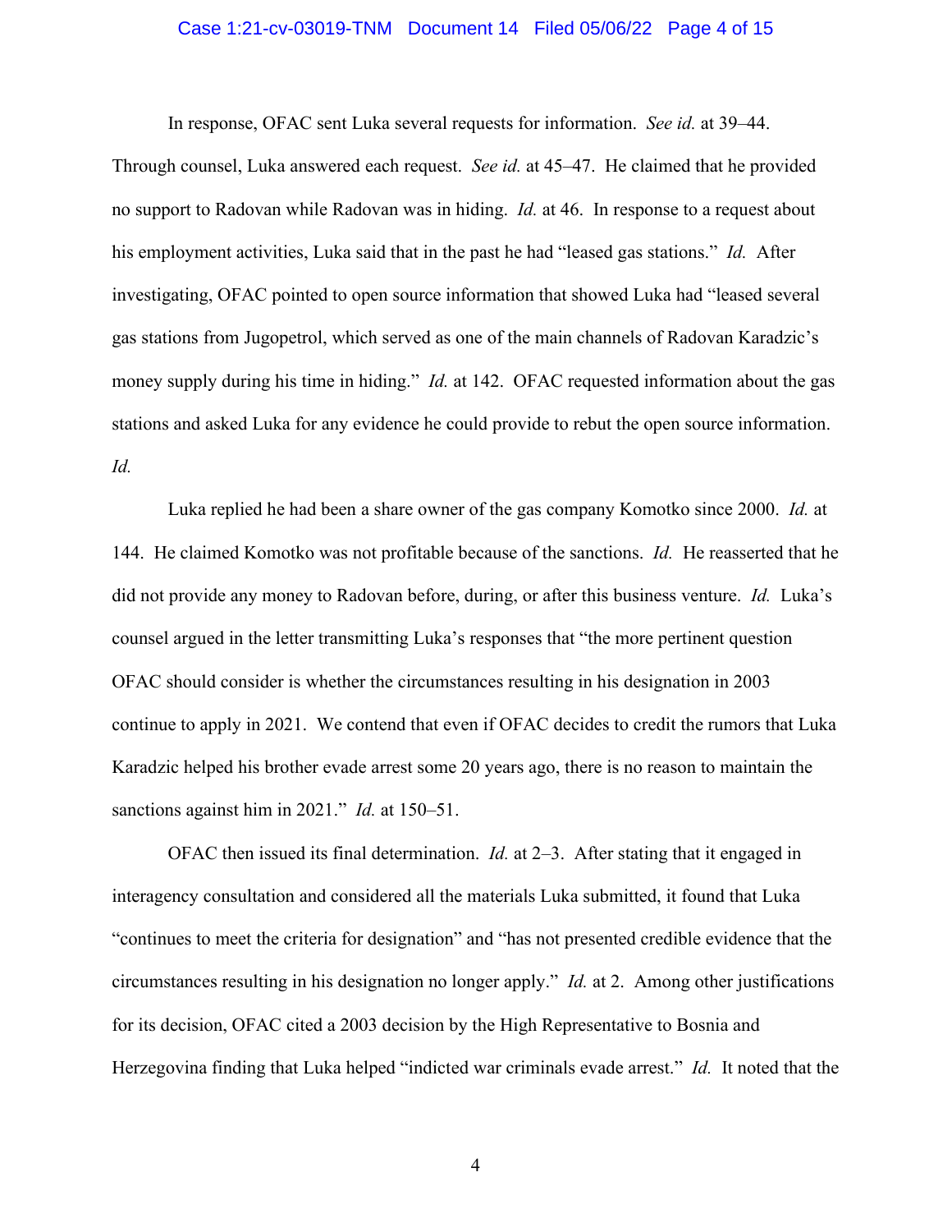In response, OFAC sent Luka several requests for information. *See id.* at 39–44. Through counsel, Luka answered each request. *See id.* at 45–47. He claimed that he provided no support to Radovan while Radovan was in hiding. *Id.* at 46. In response to a request about his employment activities, Luka said that in the past he had "leased gas stations." *Id.* After investigating, OFAC pointed to open source information that showed Luka had "leased several gas stations from Jugopetrol, which served as one of the main channels of Radovan Karadzic's money supply during his time in hiding." *Id.* at 142. OFAC requested information about the gas stations and asked Luka for any evidence he could provide to rebut the open source information. *Id.*

Luka replied he had been a share owner of the gas company Komotko since 2000. *Id.* at 144. He claimed Komotko was not profitable because of the sanctions. *Id.* He reasserted that he did not provide any money to Radovan before, during, or after this business venture. *Id.* Luka's counsel argued in the letter transmitting Luka's responses that "the more pertinent question OFAC should consider is whether the circumstances resulting in his designation in 2003 continue to apply in 2021. We contend that even if OFAC decides to credit the rumors that Luka Karadzic helped his brother evade arrest some 20 years ago, there is no reason to maintain the sanctions against him in 2021." *Id.* at 150–51.

OFAC then issued its final determination. *Id.* at 2–3. After stating that it engaged in interagency consultation and considered all the materials Luka submitted, it found that Luka "continues to meet the criteria for designation" and "has not presented credible evidence that the circumstances resulting in his designation no longer apply." *Id.* at 2. Among other justifications for its decision, OFAC cited a 2003 decision by the High Representative to Bosnia and Herzegovina finding that Luka helped "indicted war criminals evade arrest." *Id.* It noted that the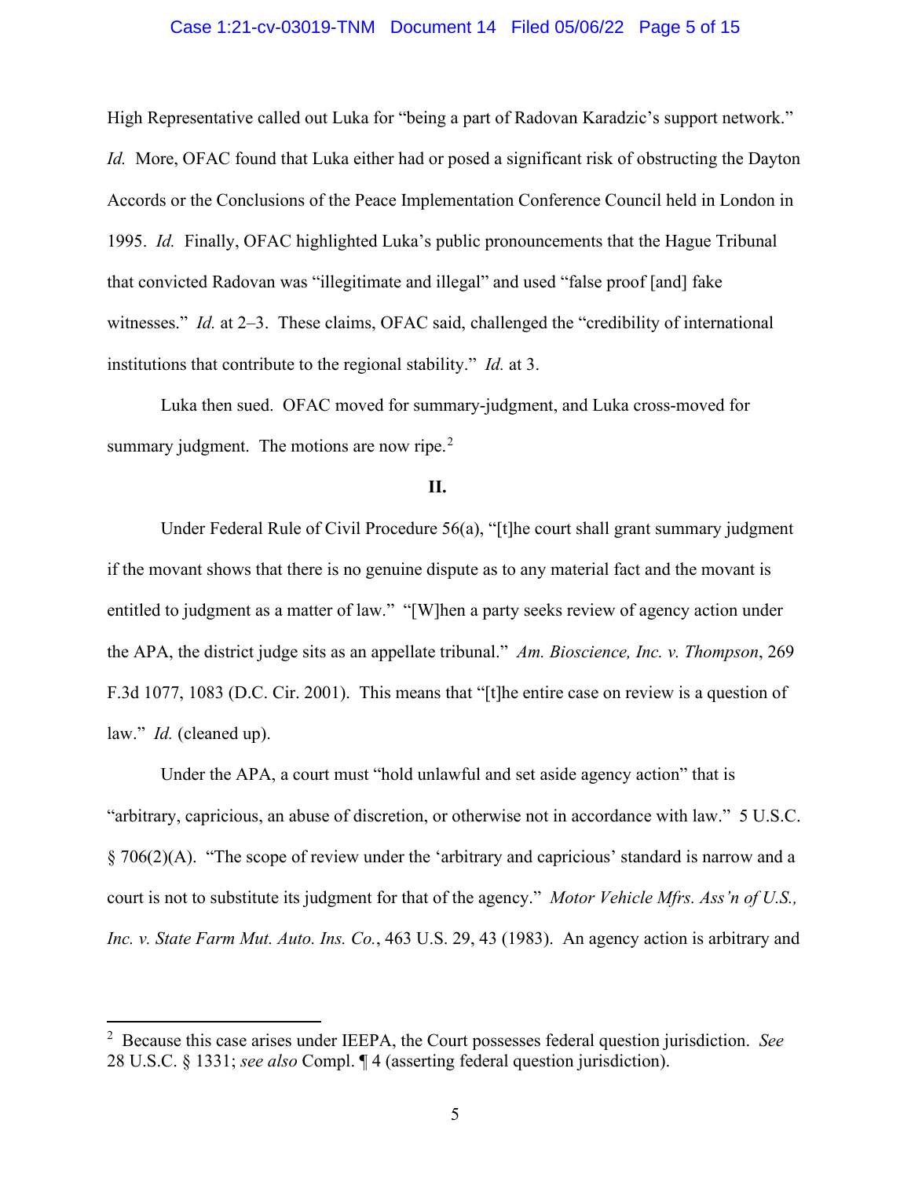High Representative called out Luka for "being a part of Radovan Karadzic's support network." *Id.* More, OFAC found that Luka either had or posed a significant risk of obstructing the Dayton Accords or the Conclusions of the Peace Implementation Conference Council held in London in 1995. *Id.* Finally, OFAC highlighted Luka's public pronouncements that the Hague Tribunal that convicted Radovan was "illegitimate and illegal" and used "false proof [and] fake witnesses." *Id.* at 2–3. These claims, OFAC said, challenged the "credibility of international institutions that contribute to the regional stability." *Id.* at 3.

Luka then sued. OFAC moved for summary-judgment, and Luka cross-moved for summary judgment. The motions are now ripe.[2]

## II.

Under Federal Rule of Civil Procedure 56(a), "[t]he court shall grant summary judgment if the movant shows that there is no genuine dispute as to any material fact and the movant is entitled to judgment as a matter of law." "[W]hen a party seeks review of agency action under the APA, the district judge sits as an appellate tribunal." *Am. Bioscience, Inc. v. Thompson*, 269 F.3d 1077, 1083 (D.C. Cir. 2001). This means that "[t]he entire case on review is a question of law." *Id.* (cleaned up).

Under the APA, a court must "hold unlawful and set aside agency action" that is "arbitrary, capricious, an abuse of discretion, or otherwise not in accordance with law." 5 U.S.C. § 706(2)(A). "The scope of review under the 'arbitrary and capricious' standard is narrow and a court is not to substitute its judgment for that of the agency." *Motor Vehicle Mfrs. Ass'n of U.S., Inc. v. State Farm Mut. Auto. Ins. Co.*, 463 U.S. 29, 43 (1983). An agency action is arbitrary and

---

[2] Because this case arises under IEEPA, the Court possesses federal question jurisdiction. *See* 28 U.S.C. § 1331; *see also* Compl. ¶ 4 (asserting federal question jurisdiction).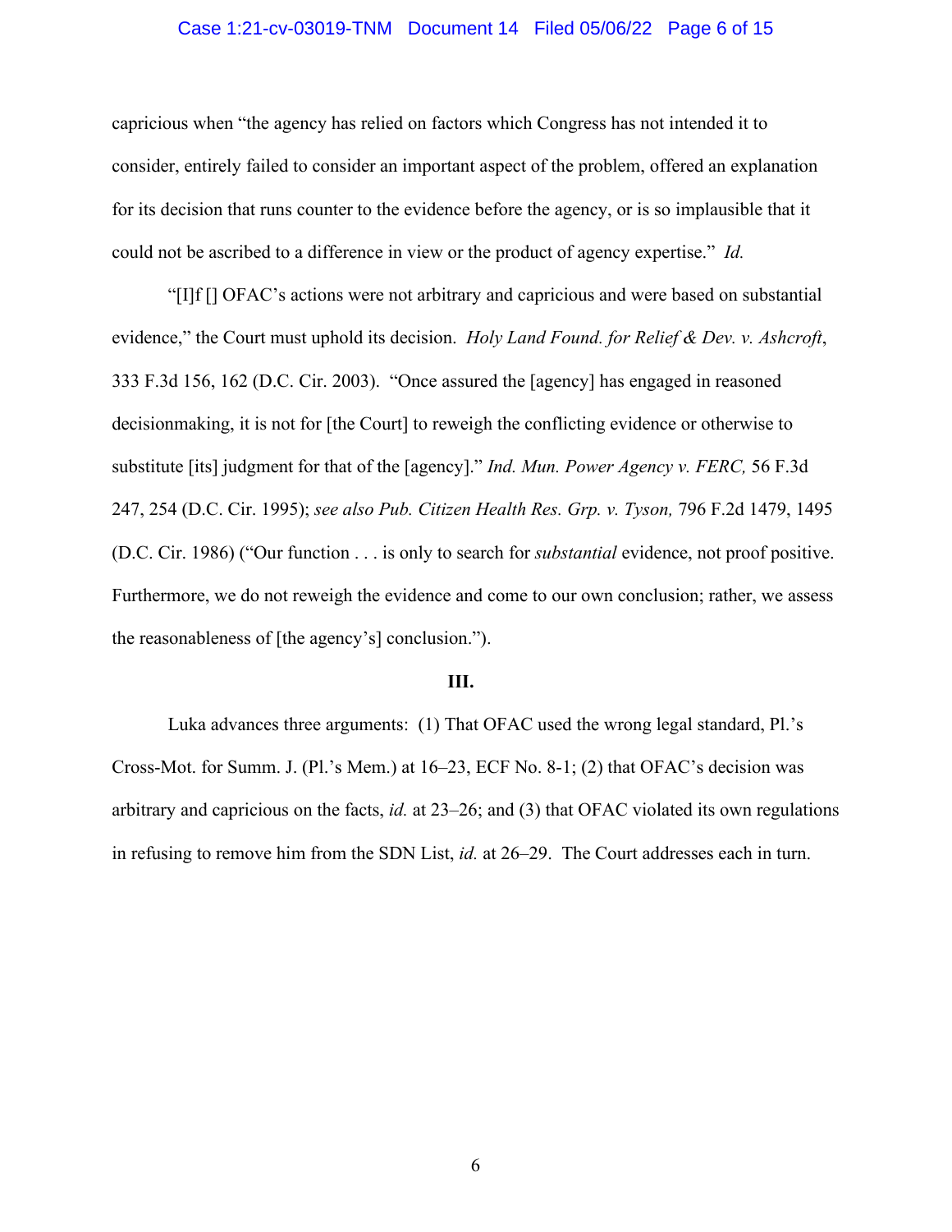capricious when "the agency has relied on factors which Congress has not intended it to consider, entirely failed to consider an important aspect of the problem, offered an explanation for its decision that runs counter to the evidence before the agency, or is so implausible that it could not be ascribed to a difference in view or the product of agency expertise." *Id.*

"[I]f [] OFAC's actions were not arbitrary and capricious and were based on substantial evidence," the Court must uphold its decision. *Holy Land Found. for Relief & Dev. v. Ashcroft*, 333 F.3d 156, 162 (D.C. Cir. 2003). "Once assured the [agency] has engaged in reasoned decisionmaking, it is not for [the Court] to reweigh the conflicting evidence or otherwise to substitute [its] judgment for that of the [agency]." *Ind. Mun. Power Agency v. FERC,* 56 F.3d 247, 254 (D.C. Cir. 1995); *see also Pub. Citizen Health Res. Grp. v. Tyson,* 796 F.2d 1479, 1495 (D.C. Cir. 1986) ("Our function . . . is only to search for *substantial* evidence, not proof positive. Furthermore, we do not reweigh the evidence and come to our own conclusion; rather, we assess the reasonableness of [the agency's] conclusion.").

**III.**

Luka advances three arguments: (1) That OFAC used the wrong legal standard, Pl.'s Cross-Mot. for Summ. J. (Pl.'s Mem.) at 16–23, ECF No. 8-1; (2) that OFAC's decision was arbitrary and capricious on the facts, *id.* at 23–26; and (3) that OFAC violated its own regulations in refusing to remove him from the SDN List, *id.* at 26–29. The Court addresses each in turn.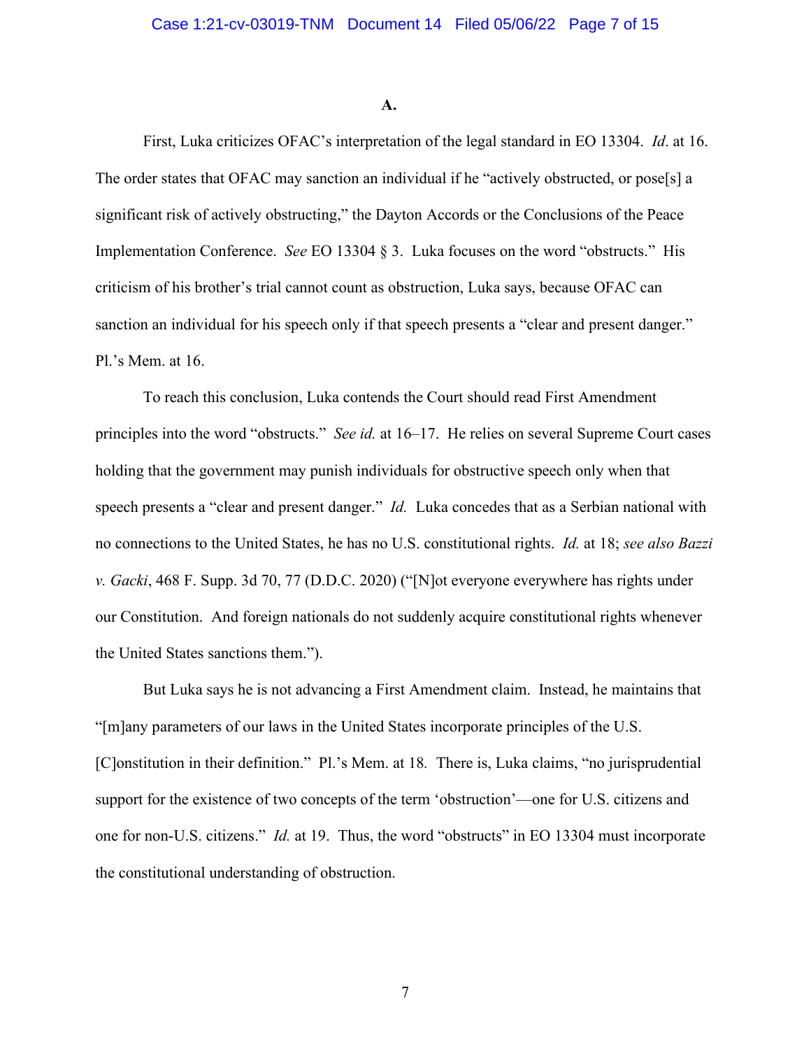**A.**

First, Luka criticizes OFAC's interpretation of the legal standard in EO 13304. *Id*. at 16. The order states that OFAC may sanction an individual if he "actively obstructed, or pose[s] a significant risk of actively obstructing," the Dayton Accords or the Conclusions of the Peace Implementation Conference. *See* EO 13304 § 3. Luka focuses on the word "obstructs." His criticism of his brother's trial cannot count as obstruction, Luka says, because OFAC can sanction an individual for his speech only if that speech presents a "clear and present danger." Pl.'s Mem. at 16.

To reach this conclusion, Luka contends the Court should read First Amendment principles into the word "obstructs." *See id.* at 16–17. He relies on several Supreme Court cases holding that the government may punish individuals for obstructive speech only when that speech presents a "clear and present danger." *Id.* Luka concedes that as a Serbian national with no connections to the United States, he has no U.S. constitutional rights. *Id.* at 18; *see also Bazzi v. Gacki*, 468 F. Supp. 3d 70, 77 (D.D.C. 2020) ("[N]ot everyone everywhere has rights under our Constitution. And foreign nationals do not suddenly acquire constitutional rights whenever the United States sanctions them.").

But Luka says he is not advancing a First Amendment claim. Instead, he maintains that "[m]any parameters of our laws in the United States incorporate principles of the U.S. [C]onstitution in their definition." Pl.'s Mem. at 18. There is, Luka claims, "no jurisprudential support for the existence of two concepts of the term 'obstruction'—one for U.S. citizens and one for non-U.S. citizens." *Id.* at 19. Thus, the word "obstructs" in EO 13304 must incorporate the constitutional understanding of obstruction.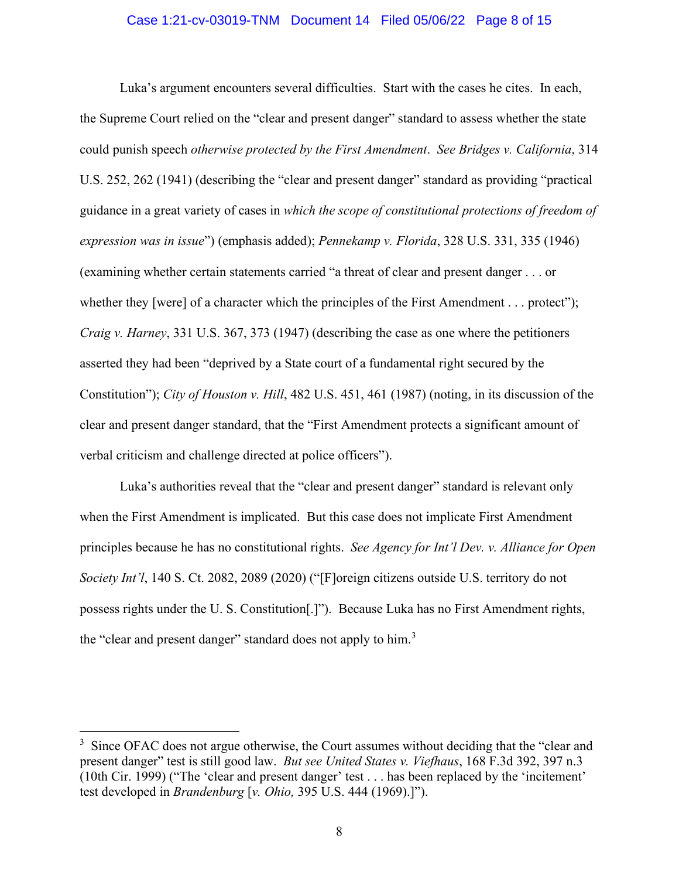Luka's argument encounters several difficulties. Start with the cases he cites. In each, the Supreme Court relied on the "clear and present danger" standard to assess whether the state could punish speech *otherwise protected by the First Amendment*. *See Bridges v. California*, 314 U.S. 252, 262 (1941) (describing the "clear and present danger" standard as providing "practical guidance in a great variety of cases in *which the scope of constitutional protections of freedom of expression was in issue*") (emphasis added); *Pennekamp v. Florida*, 328 U.S. 331, 335 (1946) (examining whether certain statements carried "a threat of clear and present danger . . . or whether they [were] of a character which the principles of the First Amendment . . . protect"); *Craig v. Harney*, 331 U.S. 367, 373 (1947) (describing the case as one where the petitioners asserted they had been "deprived by a State court of a fundamental right secured by the Constitution"); *City of Houston v. Hill*, 482 U.S. 451, 461 (1987) (noting, in its discussion of the clear and present danger standard, that the "First Amendment protects a significant amount of verbal criticism and challenge directed at police officers").

Luka's authorities reveal that the "clear and present danger" standard is relevant only when the First Amendment is implicated. But this case does not implicate First Amendment principles because he has no constitutional rights. *See Agency for Int'l Dev. v. Alliance for Open Society Int'l*, 140 S. Ct. 2082, 2089 (2020) ("[F]oreign citizens outside U.S. territory do not possess rights under the U. S. Constitution[.]"). Because Luka has no First Amendment rights, the "clear and present danger" standard does not apply to him.[3]

---

[3] Since OFAC does not argue otherwise, the Court assumes without deciding that the "clear and present danger" test is still good law. *But see United States v. Viefhaus*, 168 F.3d 392, 397 n.3 (10th Cir. 1999) ("The 'clear and present danger' test . . . has been replaced by the 'incitement' test developed in *Brandenburg* [*v. Ohio,* 395 U.S. 444 (1969).]").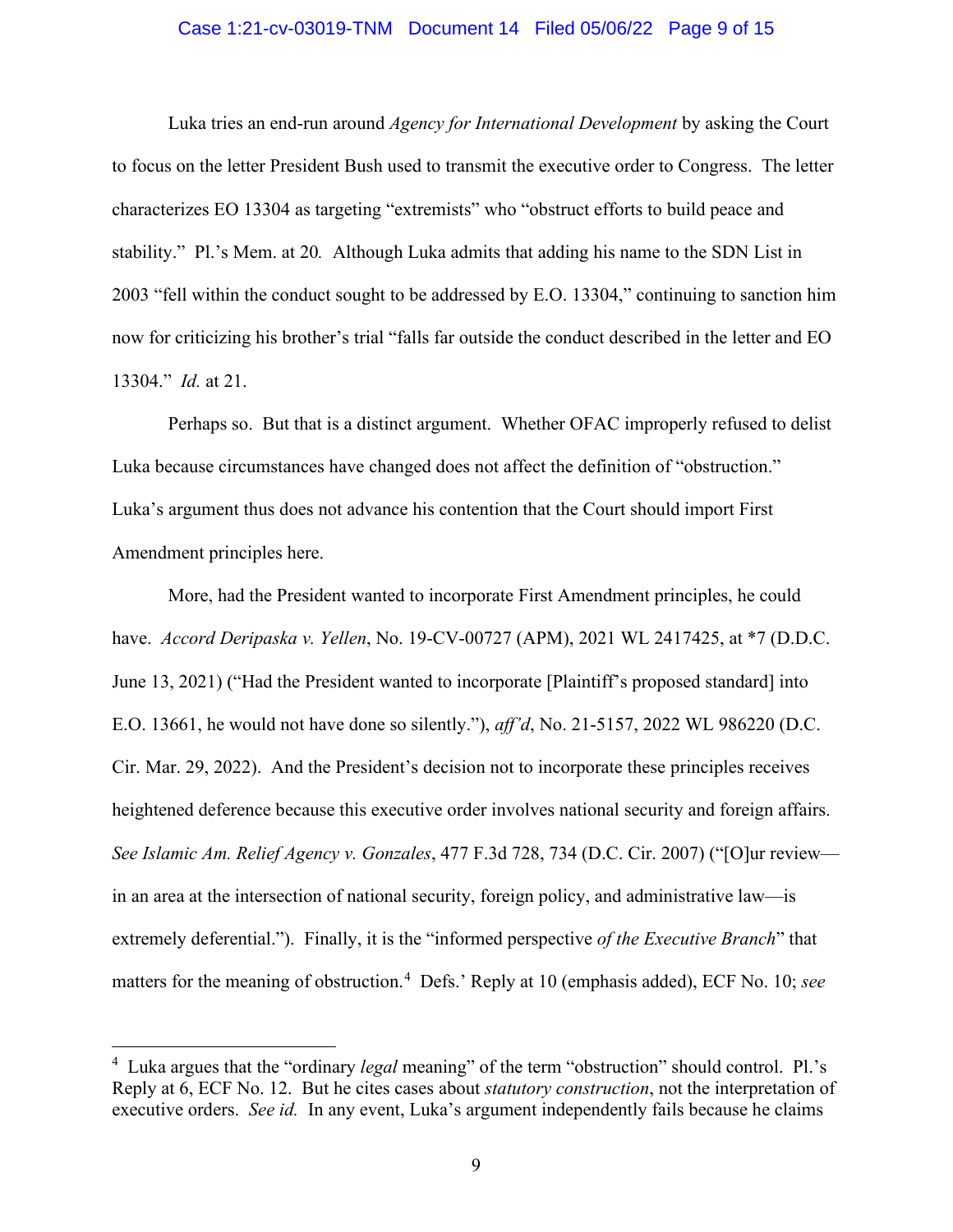Luka tries an end-run around *Agency for International Development* by asking the Court to focus on the letter President Bush used to transmit the executive order to Congress. The letter characterizes EO 13304 as targeting "extremists" who "obstruct efforts to build peace and stability." Pl.'s Mem. at 20*.* Although Luka admits that adding his name to the SDN List in 2003 "fell within the conduct sought to be addressed by E.O. 13304," continuing to sanction him now for criticizing his brother's trial "falls far outside the conduct described in the letter and EO 13304." *Id.* at 21.

Perhaps so. But that is a distinct argument. Whether OFAC improperly refused to delist Luka because circumstances have changed does not affect the definition of "obstruction." Luka's argument thus does not advance his contention that the Court should import First Amendment principles here.

More, had the President wanted to incorporate First Amendment principles, he could have. *Accord Deripaska v. Yellen*, No. 19-CV-00727 (APM), 2021 WL 2417425, at *7 (D.D.C. June 13, 2021) ("Had the President wanted to incorporate [Plaintiff's proposed standard] into E.O. 13661, he would not have done so silently."), *aff'd*, No. 21-5157, 2022 WL 986220 (D.C. Cir. Mar. 29, 2022). And the President's decision not to incorporate these principles receives heightened deference because this executive order involves national security and foreign affairs. *See Islamic Am. Relief Agency v. Gonzales*, 477 F.3d 728, 734 (D.C. Cir. 2007) ("[O]ur review—in an area at the intersection of national security, foreign policy, and administrative law—is extremely deferential."). Finally, it is the "informed perspective *of the Executive Branch*" that matters for the meaning of obstruction.[4] Defs.' Reply at 10 (emphasis added), ECF No. 10; *see*

[4] Luka argues that the "ordinary *legal* meaning" of the term "obstruction" should control. Pl.'s Reply at 6, ECF No. 12. But he cites cases about *statutory construction*, not the interpretation of executive orders. *See id.* In any event, Luka's argument independently fails because he claims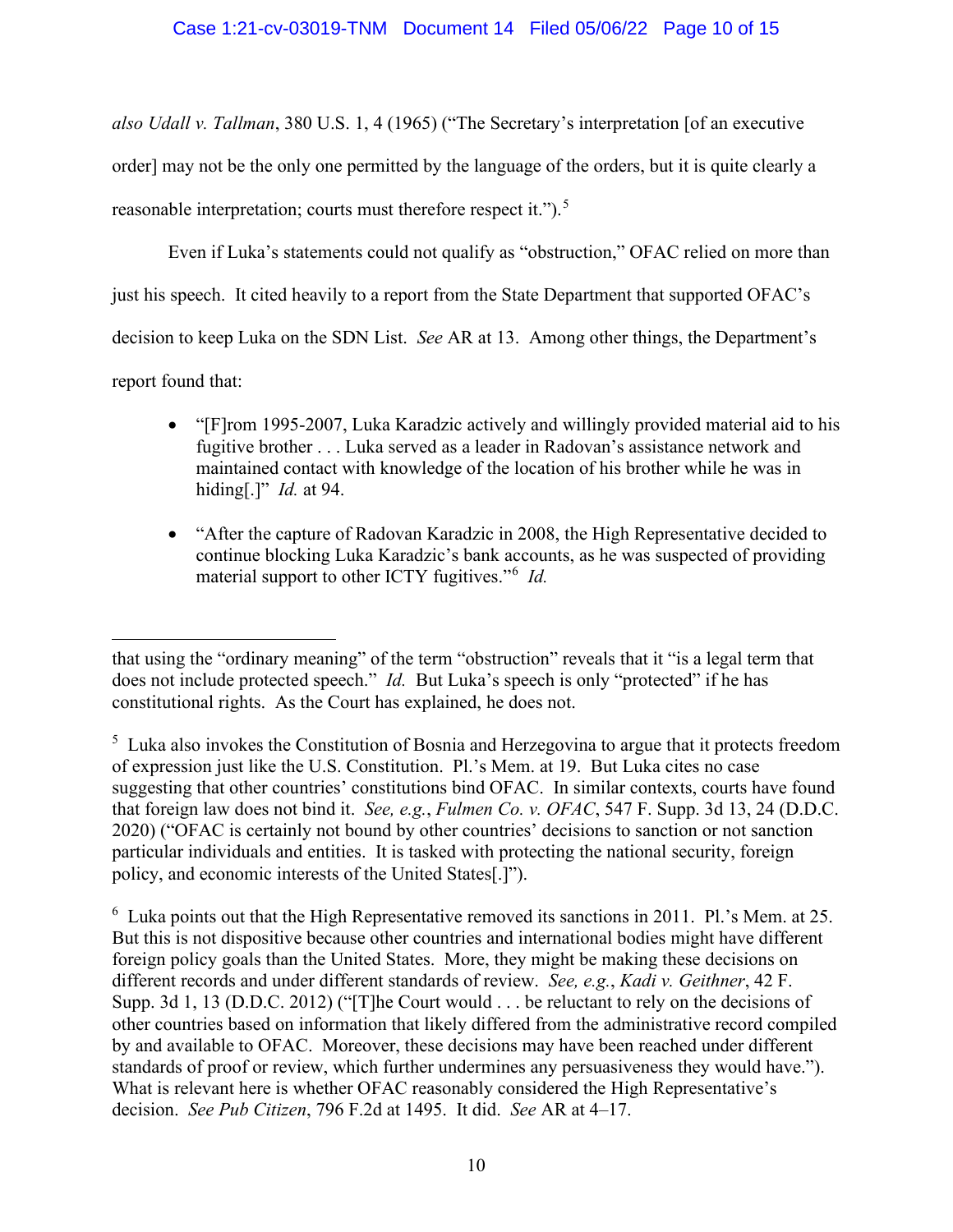*also Udall v. Tallman*, 380 U.S. 1, 4 (1965) ("The Secretary's interpretation [of an executive order] may not be the only one permitted by the language of the orders, but it is quite clearly a reasonable interpretation; courts must therefore respect it.").[5]

Even if Luka's statements could not qualify as "obstruction," OFAC relied on more than just his speech. It cited heavily to a report from the State Department that supported OFAC's decision to keep Luka on the SDN List. *See* AR at 13. Among other things, the Department's report found that:

- "[F]rom 1995-2007, Luka Karadzic actively and willingly provided material aid to his fugitive brother . . . Luka served as a leader in Radovan's assistance network and maintained contact with knowledge of the location of his brother while he was in hiding[.]" *Id.* at 94.

- "After the capture of Radovan Karadzic in 2008, the High Representative decided to continue blocking Luka Karadzic's bank accounts, as he was suspected of providing material support to other ICTY fugitives."[6] *Id.*

---

that using the "ordinary meaning" of the term "obstruction" reveals that it "is a legal term that does not include protected speech." *Id.* But Luka's speech is only "protected" if he has constitutional rights. As the Court has explained, he does not.

[5] Luka also invokes the Constitution of Bosnia and Herzegovina to argue that it protects freedom of expression just like the U.S. Constitution. Pl.'s Mem. at 19. But Luka cites no case suggesting that other countries' constitutions bind OFAC. In similar contexts, courts have found that foreign law does not bind it. *See, e.g.*, *Fulmen Co. v. OFAC*, 547 F. Supp. 3d 13, 24 (D.D.C. 2020) ("OFAC is certainly not bound by other countries' decisions to sanction or not sanction particular individuals and entities. It is tasked with protecting the national security, foreign policy, and economic interests of the United States[.]").

[6] Luka points out that the High Representative removed its sanctions in 2011. Pl.'s Mem. at 25. But this is not dispositive because other countries and international bodies might have different foreign policy goals than the United States. More, they might be making these decisions on different records and under different standards of review. *See, e.g.*, *Kadi v. Geithner*, 42 F. Supp. 3d 1, 13 (D.D.C. 2012) ("[T]he Court would . . . be reluctant to rely on the decisions of other countries based on information that likely differed from the administrative record compiled by and available to OFAC. Moreover, these decisions may have been reached under different standards of proof or review, which further undermines any persuasiveness they would have."). What is relevant here is whether OFAC reasonably considered the High Representative's decision. *See Pub Citizen*, 796 F.2d at 1495. It did. *See* AR at 4–17.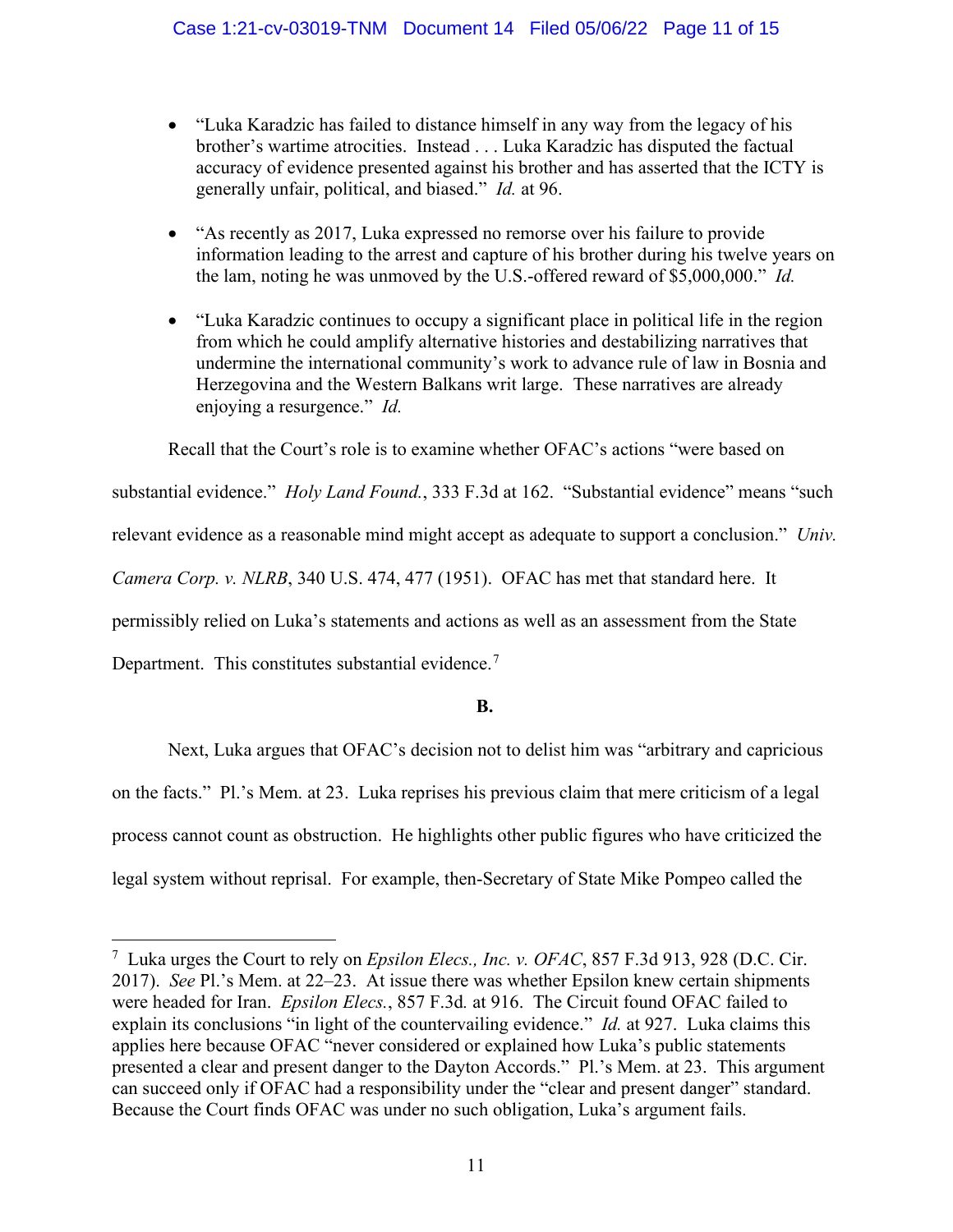- "Luka Karadzic has failed to distance himself in any way from the legacy of his brother's wartime atrocities. Instead . . . Luka Karadzic has disputed the factual accuracy of evidence presented against his brother and has asserted that the ICTY is generally unfair, political, and biased." *Id.* at 96.

- "As recently as 2017, Luka expressed no remorse over his failure to provide information leading to the arrest and capture of his brother during his twelve years on the lam, noting he was unmoved by the U.S.-offered reward of $5,000,000." *Id.*

- "Luka Karadzic continues to occupy a significant place in political life in the region from which he could amplify alternative histories and destabilizing narratives that undermine the international community's work to advance rule of law in Bosnia and Herzegovina and the Western Balkans writ large. These narratives are already enjoying a resurgence." *Id.*

Recall that the Court's role is to examine whether OFAC's actions "were based on substantial evidence." *Holy Land Found.*, 333 F.3d at 162. "Substantial evidence" means "such relevant evidence as a reasonable mind might accept as adequate to support a conclusion." *Univ. Camera Corp. v. NLRB*, 340 U.S. 474, 477 (1951). OFAC has met that standard here. It permissibly relied on Luka's statements and actions as well as an assessment from the State Department. This constitutes substantial evidence.[7]

**B.**

Next, Luka argues that OFAC's decision not to delist him was "arbitrary and capricious on the facts." Pl.'s Mem. at 23. Luka reprises his previous claim that mere criticism of a legal process cannot count as obstruction. He highlights other public figures who have criticized the legal system without reprisal. For example, then-Secretary of State Mike Pompeo called the

---

[7] Luka urges the Court to rely on *Epsilon Elecs., Inc. v. OFAC*, 857 F.3d 913, 928 (D.C. Cir. 2017). *See* Pl.'s Mem. at 22–23. At issue there was whether Epsilon knew certain shipments were headed for Iran. *Epsilon Elecs.*, 857 F.3d*.* at 916. The Circuit found OFAC failed to explain its conclusions "in light of the countervailing evidence." *Id.* at 927. Luka claims this applies here because OFAC "never considered or explained how Luka's public statements presented a clear and present danger to the Dayton Accords." Pl.'s Mem. at 23. This argument can succeed only if OFAC had a responsibility under the "clear and present danger" standard. Because the Court finds OFAC was under no such obligation, Luka's argument fails.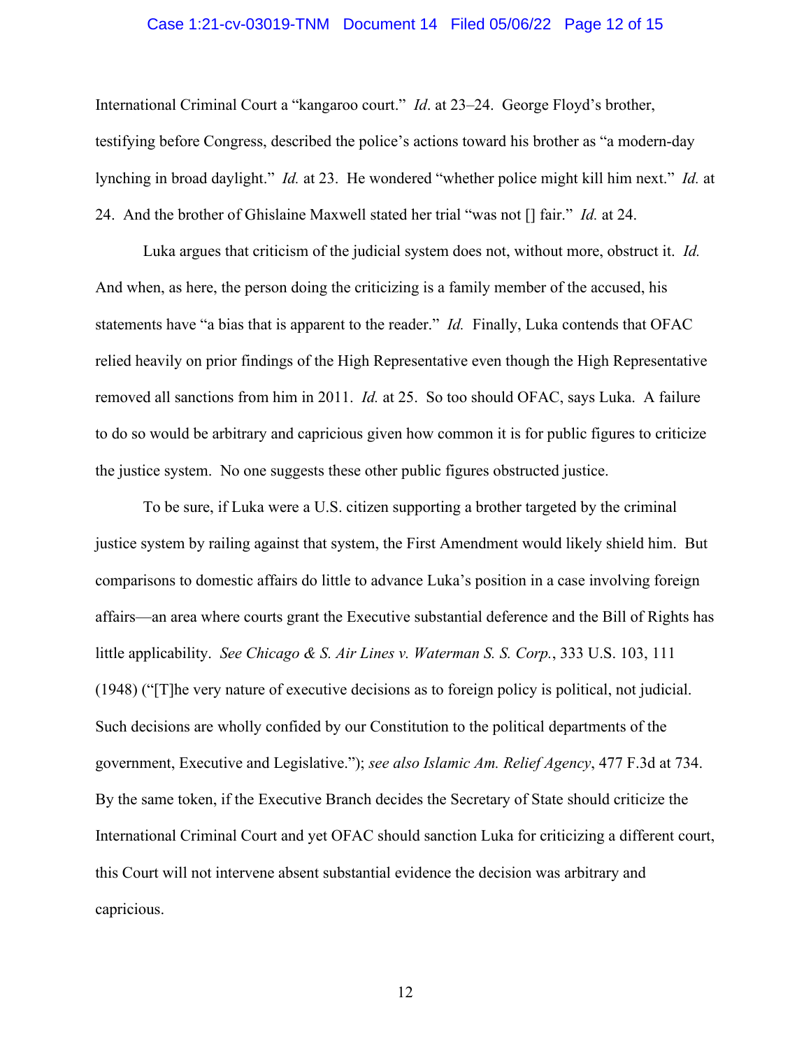International Criminal Court a "kangaroo court." *Id*. at 23–24. George Floyd's brother, testifying before Congress, described the police's actions toward his brother as "a modern-day lynching in broad daylight." *Id.* at 23. He wondered "whether police might kill him next." *Id.* at 24. And the brother of Ghislaine Maxwell stated her trial "was not [] fair." *Id.* at 24.

Luka argues that criticism of the judicial system does not, without more, obstruct it. *Id.* And when, as here, the person doing the criticizing is a family member of the accused, his statements have "a bias that is apparent to the reader." *Id.* Finally, Luka contends that OFAC relied heavily on prior findings of the High Representative even though the High Representative removed all sanctions from him in 2011. *Id.* at 25. So too should OFAC, says Luka. A failure to do so would be arbitrary and capricious given how common it is for public figures to criticize the justice system. No one suggests these other public figures obstructed justice.

To be sure, if Luka were a U.S. citizen supporting a brother targeted by the criminal justice system by railing against that system, the First Amendment would likely shield him. But comparisons to domestic affairs do little to advance Luka's position in a case involving foreign affairs—an area where courts grant the Executive substantial deference and the Bill of Rights has little applicability. *See Chicago & S. Air Lines v. Waterman S. S. Corp.*, 333 U.S. 103, 111 (1948) ("[T]he very nature of executive decisions as to foreign policy is political, not judicial. Such decisions are wholly confided by our Constitution to the political departments of the government, Executive and Legislative."); *see also Islamic Am. Relief Agency*, 477 F.3d at 734. By the same token, if the Executive Branch decides the Secretary of State should criticize the International Criminal Court and yet OFAC should sanction Luka for criticizing a different court, this Court will not intervene absent substantial evidence the decision was arbitrary and capricious.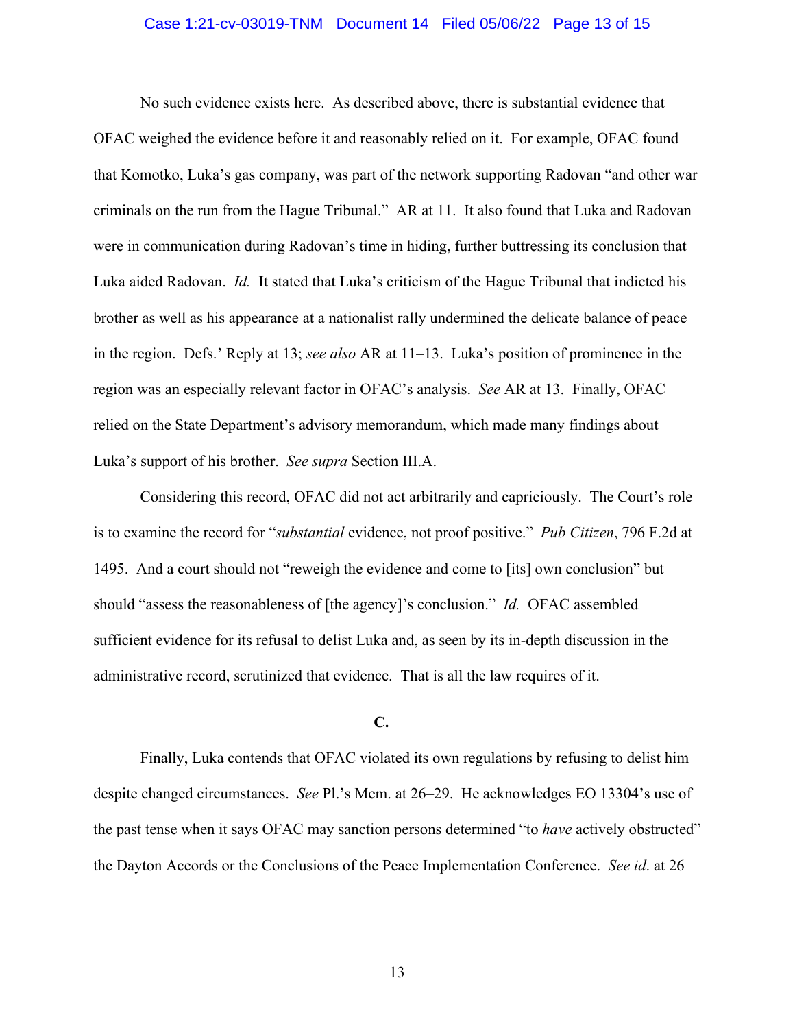No such evidence exists here. As described above, there is substantial evidence that OFAC weighed the evidence before it and reasonably relied on it. For example, OFAC found that Komotko, Luka's gas company, was part of the network supporting Radovan "and other war criminals on the run from the Hague Tribunal." AR at 11. It also found that Luka and Radovan were in communication during Radovan's time in hiding, further buttressing its conclusion that Luka aided Radovan. *Id.* It stated that Luka's criticism of the Hague Tribunal that indicted his brother as well as his appearance at a nationalist rally undermined the delicate balance of peace in the region. Defs.' Reply at 13; *see also* AR at 11–13. Luka's position of prominence in the region was an especially relevant factor in OFAC's analysis. *See* AR at 13. Finally, OFAC relied on the State Department's advisory memorandum, which made many findings about Luka's support of his brother. *See supra* Section III.A.

Considering this record, OFAC did not act arbitrarily and capriciously. The Court's role is to examine the record for "*substantial* evidence, not proof positive." *Pub Citizen*, 796 F.2d at 1495. And a court should not "reweigh the evidence and come to [its] own conclusion" but should "assess the reasonableness of [the agency]'s conclusion." *Id.* OFAC assembled sufficient evidence for its refusal to delist Luka and, as seen by its in-depth discussion in the administrative record, scrutinized that evidence. That is all the law requires of it.

### C.

Finally, Luka contends that OFAC violated its own regulations by refusing to delist him despite changed circumstances. *See* Pl.'s Mem. at 26–29. He acknowledges EO 13304's use of the past tense when it says OFAC may sanction persons determined "to *have* actively obstructed" the Dayton Accords or the Conclusions of the Peace Implementation Conference. *See id*. at 26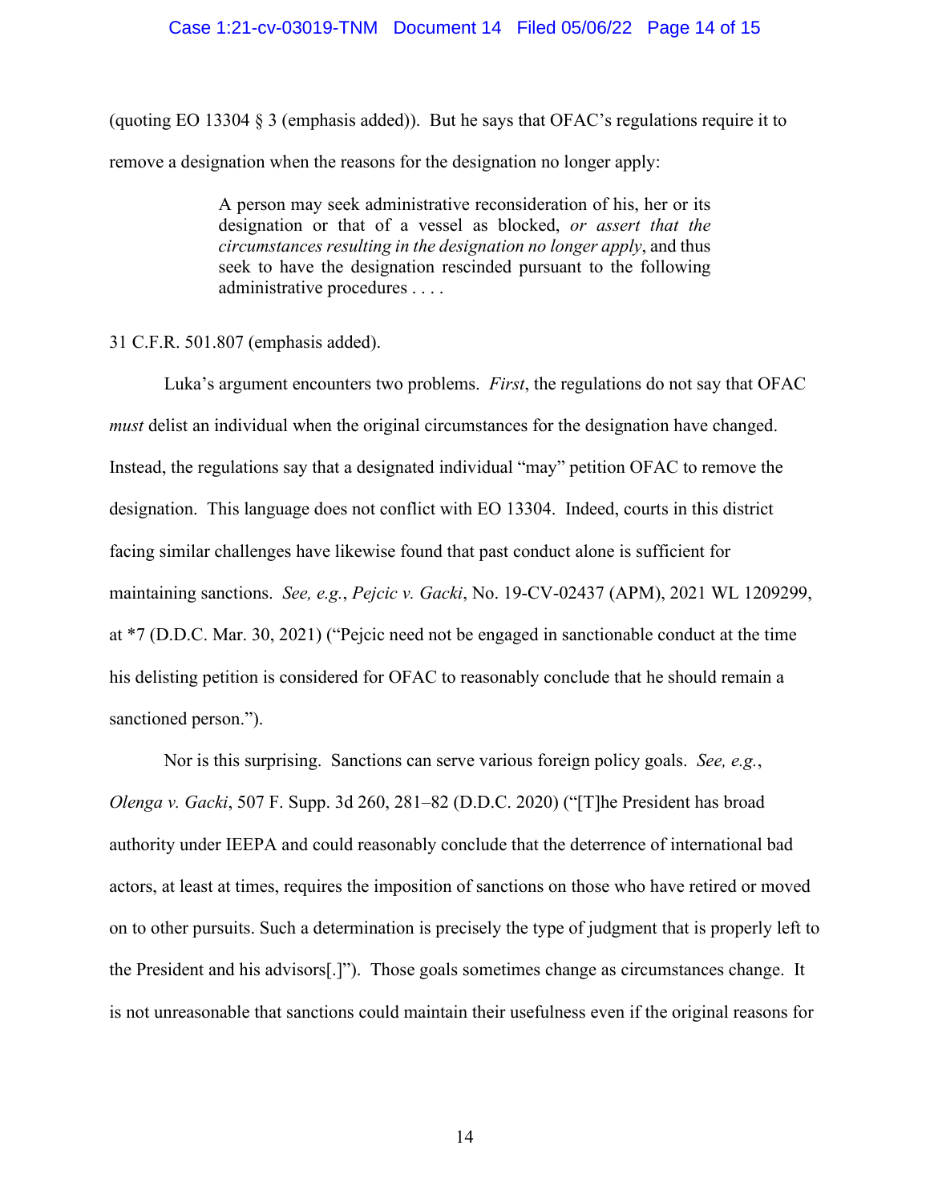(quoting EO 13304 § 3 (emphasis added)). But he says that OFAC's regulations require it to remove a designation when the reasons for the designation no longer apply:

> A person may seek administrative reconsideration of his, her or its designation or that of a vessel as blocked, *or assert that the circumstances resulting in the designation no longer apply*, and thus seek to have the designation rescinded pursuant to the following administrative procedures . . . .

31 C.F.R. 501.807 (emphasis added).

Luka's argument encounters two problems. *First*, the regulations do not say that OFAC *must* delist an individual when the original circumstances for the designation have changed. Instead, the regulations say that a designated individual "may" petition OFAC to remove the designation. This language does not conflict with EO 13304. Indeed, courts in this district facing similar challenges have likewise found that past conduct alone is sufficient for maintaining sanctions. *See, e.g.*, *Pejcic v. Gacki*, No. 19-CV-02437 (APM), 2021 WL 1209299, at *7 (D.D.C. Mar. 30, 2021) ("Pejcic need not be engaged in sanctionable conduct at the time his delisting petition is considered for OFAC to reasonably conclude that he should remain a sanctioned person.").

Nor is this surprising. Sanctions can serve various foreign policy goals. *See, e.g.*, *Olenga v. Gacki*, 507 F. Supp. 3d 260, 281–82 (D.D.C. 2020) ("[T]he President has broad authority under IEEPA and could reasonably conclude that the deterrence of international bad actors, at least at times, requires the imposition of sanctions on those who have retired or moved on to other pursuits. Such a determination is precisely the type of judgment that is properly left to the President and his advisors[.]"). Those goals sometimes change as circumstances change. It is not unreasonable that sanctions could maintain their usefulness even if the original reasons for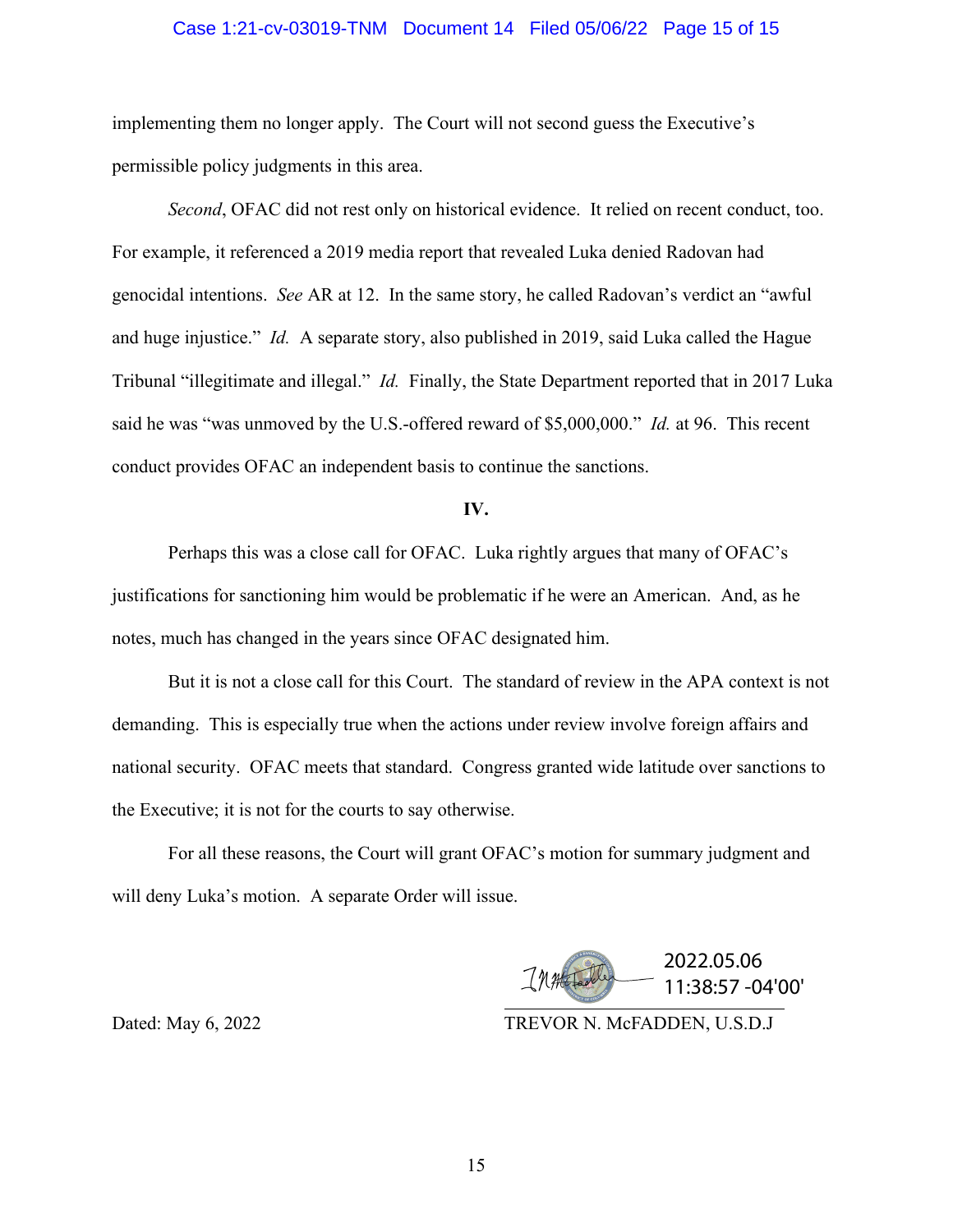implementing them no longer apply. The Court will not second guess the Executive's permissible policy judgments in this area.

*Second*, OFAC did not rest only on historical evidence. It relied on recent conduct, too. For example, it referenced a 2019 media report that revealed Luka denied Radovan had genocidal intentions. *See* AR at 12. In the same story, he called Radovan's verdict an "awful and huge injustice." *Id.* A separate story, also published in 2019, said Luka called the Hague Tribunal "illegitimate and illegal." *Id.* Finally, the State Department reported that in 2017 Luka said he was "was unmoved by the U.S.-offered reward of $5,000,000." *Id.* at 96. This recent conduct provides OFAC an independent basis to continue the sanctions.

**IV.**

Perhaps this was a close call for OFAC. Luka rightly argues that many of OFAC's justifications for sanctioning him would be problematic if he were an American. And, as he notes, much has changed in the years since OFAC designated him.

But it is not a close call for this Court. The standard of review in the APA context is not demanding. This is especially true when the actions under review involve foreign affairs and national security. OFAC meets that standard. Congress granted wide latitude over sanctions to the Executive; it is not for the courts to say otherwise.

For all these reasons, the Court will grant OFAC's motion for summary judgment and will deny Luka's motion. A separate Order will issue.

2022.05.06
11:38:57 -04'00'

Dated: May 6, 2022

TREVOR N. McFADDEN, U.S.D.J